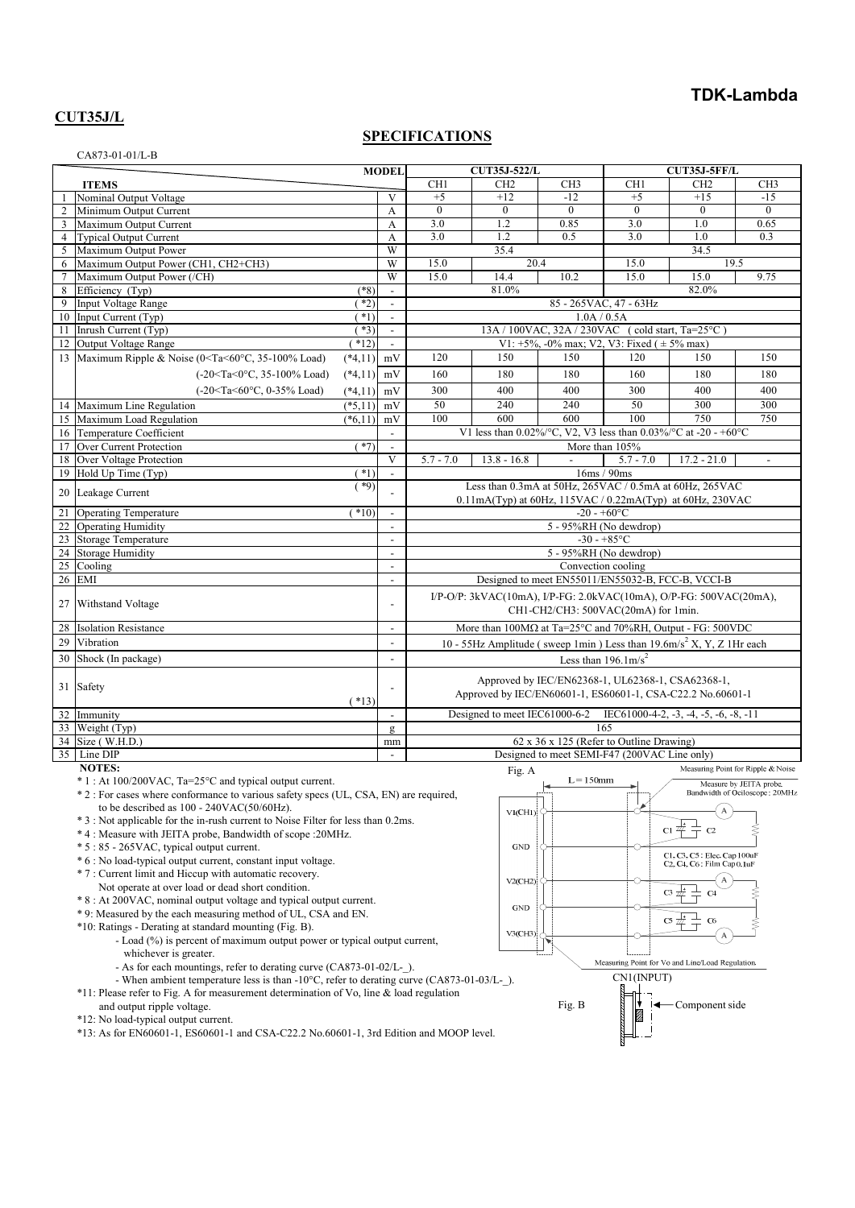**TDK-Lambda**

## CUT35J/L

## SPECIFICATIONS

CA873-01-01/L-B

| | ITEMS | | | CUT35J-522/L | | | CUT35J-5FF/L | | |
|---|---|---|---|---|---|---|---|---|---|
| | | | | CH1 | CH2 | CH3 | CH1 | CH2 | CH3 |
| 1 | Nominal Output Voltage | | V | +5 | +12 | -12 | +5 | +15 | -15 |
| 2 | Minimum Output Current | | A | 0 | 0 | 0 | 0 | 0 | 0 |
| 3 | Maximum Output Current | | A | 3.0 | 1.2 | 0.85 | 3.0 | 1.0 | 0.65 |
| 4 | Typical Output Current | | A | 3.0 | 1.2 | 0.5 | 3.0 | 1.0 | 0.3 |
| 5 | Maximum Output Power | | W | 35.4 | | | 34.5 | | |
| 6 | Maximum Output Power (CH1, CH2+CH3) | | W | 15.0 | 20.4 | | 15.0 | 19.5 | |
| 7 | Maximum Output Power (/CH) | | W | 15.0 | 14.4 | 10.2 | 15.0 | 15.0 | 9.75 |
| 8 | Efficiency (Typ) | (*8) | - | 81.0% | | | 82.0% | | |
| 9 | Input Voltage Range | (*2) | - | 85 - 265VAC, 47 - 63Hz | | | | | |
| 10 | Input Current (Typ) | (*1) | - | 1.0A / 0.5A | | | | | |
| 11 | Inrush Current (Typ) | (*3) | - | 13A / 100VAC, 32A / 230VAC (cold start, Ta=25°C) | | | | | |
| 12 | Output Voltage Range | (*12) | - | V1: +5%, -0% max; V2, V3: Fixed (± 5% max) | | | | | |
| 13 | Maximum Ripple & Noise (0<Ta<60°C, 35-100% Load) | (*4,11) | mV | 120 | 150 | 150 | 120 | 150 | 150 |
| | (-20<Ta<0°C, 35-100% Load) | (*4,11) | mV | 160 | 180 | 180 | 160 | 180 | 180 |
| | (-20<Ta<60°C, 0-35% Load) | (*4,11) | mV | 300 | 400 | 400 | 300 | 400 | 400 |
| 14 | Maximum Line Regulation | (*5,11) | mV | 50 | 240 | 240 | 50 | 300 | 300 |
| 15 | Maximum Load Regulation | (*6,11) | mV | 100 | 600 | 600 | 100 | 750 | 750 |
| 16 | Temperature Coefficient | | - | V1 less than 0.02%/°C, V2, V3 less than 0.03%/°C at -20 - +60°C | | | | | |
| 17 | Over Current Protection | (*7) | - | More than 105% | | | | | |
| 18 | Over Voltage Protection | | V | 5.7 - 7.0 | 13.8 - 16.8 | - | 5.7 - 7.0 | 17.2 - 21.0 | - |
| 19 | Hold Up Time (Typ) | (*1) | - | 16ms / 90ms | | | | | |
| 20 | Leakage Current | (*9) | - | Less than 0.3mA at 50Hz, 265VAC / 0.5mA at 60Hz, 265VAC<br>0.11mA(Typ) at 60Hz, 115VAC / 0.22mA(Typ) at 60Hz, 230VAC | | | | | |
| 21 | Operating Temperature | (*10) | - | -20 - +60°C | | | | | |
| 22 | Operating Humidity | | - | 5 - 95%RH (No dewdrop) | | | | | |
| 23 | Storage Temperature | | - | -30 - +85°C | | | | | |
| 24 | Storage Humidity | | - | 5 - 95%RH (No dewdrop) | | | | | |
| 25 | Cooling | | - | Convection cooling | | | | | |
| 26 | EMI | | - | Designed to meet EN55011/EN55032-B, FCC-B, VCCI-B | | | | | |
| 27 | Withstand Voltage | | - | I/P-O/P: 3kVAC(10mA), I/P-FG: 2.0kVAC(10mA), O/P-FG: 500VAC(20mA),<br>CH1-CH2/CH3: 500VAC(20mA) for 1min. | | | | | |
| 28 | Isolation Resistance | | - | More than 100MΩ at Ta=25°C and 70%RH, Output - FG: 500VDC | | | | | |
| 29 | Vibration | | - | 10 - 55Hz Amplitude ( sweep 1min ) Less than 19.6m/s$^2$ X, Y, Z 1Hr each | | | | | |
| 30 | Shock (In package) | | - | Less than 196.1m/s$^2$ | | | | | |
| 31 | Safety | (*13) | - | Approved by IEC/EN62368-1, UL62368-1, CSA62368-1,<br>Approved by IEC/EN60601-1, ES60601-1, CSA-C22.2 No.60601-1 | | | | | |
| 32 | Immunity | | - | Designed to meet IEC61000-6-2 IEC61000-4-2, -3, -4, -5, -6, -8, -11 | | | | | |
| 33 | Weight (Typ) | | g | 165 | | | | | |
| 34 | Size ( W.H.D.) | | mm | 62 x 36 x 125 (Refer to Outline Drawing) | | | | | |
| 35 | Line DIP | | - | Designed to meet SEMI-F47 (200VAC Line only) | | | | | |

**NOTES:**

* 1 : At 100/200VAC, Ta=25°C and typical output current.
* 2 : For cases where conformance to various safety specs (UL, CSA, EN) are required, to be described as 100 - 240VAC(50/60Hz).
* 3 : Not applicable for the in-rush current to Noise Filter for less than 0.2ms.
* 4 : Measure with JEITA probe, Bandwidth of scope :20MHz.
* 5 : 85 - 265VAC, typical output current.
* 6 : No load-typical output current, constant input voltage.
* 7 : Current limit and Hiccup with automatic recovery. Not operate at over load or dead short condition.
* 8 : At 200VAC, nominal output voltage and typical output current.
* 9: Measured by the each measuring method of UL, CSA and EN.
*10: Ratings - Derating at standard mounting (Fig. B).
  - Load (%) is percent of maximum output power or typical output current, whichever is greater.
  - As for each mountings, refer to derating curve (CA873-01-02/L-_).
  - When ambient temperature less is than -10°C, refer to derating curve (CA873-01-03/L-_).
*11: Please refer to Fig. A for measurement determination of Vo, line & load regulation and output ripple voltage.
*12: No load-typical output current.
*13: As for EN60601-1, ES60601-1 and CSA-C22.2 No.60601-1, 3rd Edition and MOOP level.

Fig. A

Measuring Point for Ripple & Noise

L = 150mm

Measure by JEITA probe. Bandwidth of Ociloscope : 20MHz

V1(CH1), GND, V2(CH2), GND, V3(CH3)

C1, C3, C5 : Elec. Cap 100uF
C2, C4, C6 : Film Cap 0.1uF

Measuring Point for Vo and Line/Load Regulation.

Fig. B

CN1(INPUT)

Component side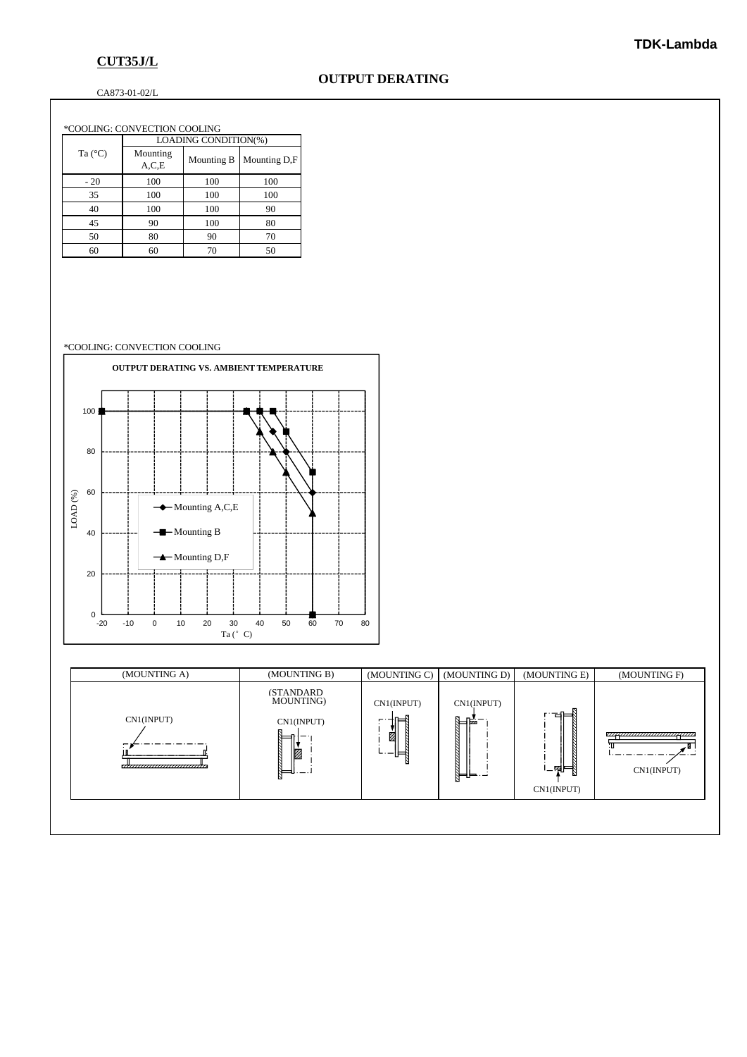**CUT35J/L**

CA873-01-02/L

## OUTPUT DERATING

*COOLING: CONVECTION COOLING

| Ta (°C) | LOADING CONDITION(%) | | |
|---|---|---|---|
| | Mounting A,C,E | Mounting B | Mounting D,F |
| - 20 | 100 | 100 | 100 |
| 35 | 100 | 100 | 100 |
| 40 | 100 | 100 | 90 |
| 45 | 90 | 100 | 80 |
| 50 | 80 | 90 | 70 |
| 60 | 60 | 70 | 50 |

*COOLING: CONVECTION COOLING

**OUTPUT DERATING VS. AMBIENT TEMPERATURE**

| (MOUNTING A) | (MOUNTING B) | (MOUNTING C) | (MOUNTING D) | (MOUNTING E) | (MOUNTING F) |
|---|---|---|---|---|---|
| CN1(INPUT) | (STANDARD MOUNTING) CN1(INPUT) | CN1(INPUT) | CN1(INPUT) | CN1(INPUT) | CN1(INPUT) |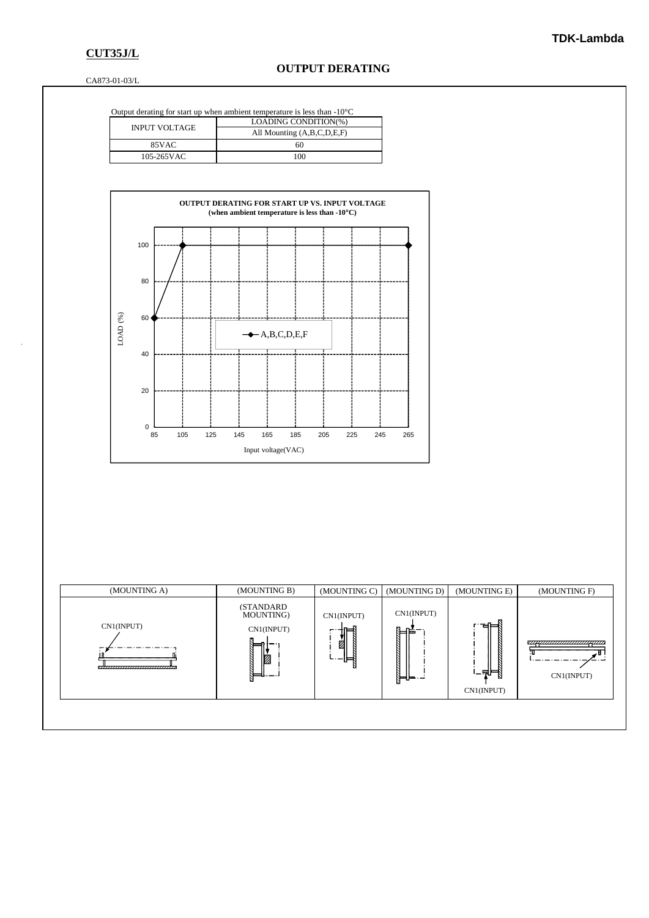**CUT35J/L**

## OUTPUT DERATING

CA873-01-03/L

Output derating for start up when ambient temperature is less than -10°C

| INPUT VOLTAGE | LOADING CONDITION(%) |
|---|---|
| | All Mounting (A,B,C,D,E,F) |
| 85VAC | 60 |
| 105-265VAC | 100 |

OUTPUT DERATING FOR START UP VS. INPUT VOLTAGE
(when ambient temperature is less than -10°C)

LOAD (%)

0
20
40
60
80
100

85 105 125 145 165 185 205 225 245 265

Input voltage(VAC)

A,B,C,D,E,F

(MOUNTING A) CN1(INPUT)

(MOUNTING B) (STANDARD MOUNTING) CN1(INPUT)

(MOUNTING C) CN1(INPUT)

(MOUNTING D) CN1(INPUT)

(MOUNTING E) CN1(INPUT)

(MOUNTING F) CN1(INPUT)